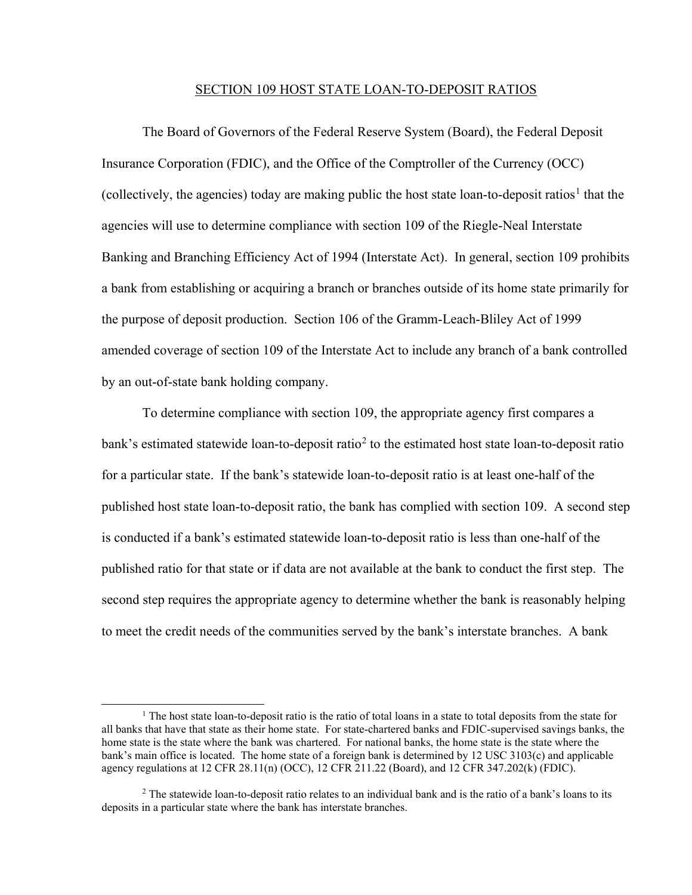# SECTION 109 HOST STATE LOAN-TO-DEPOSIT RATIOS

The Board of Governors of the Federal Reserve System (Board), the Federal Deposit Insurance Corporation (FDIC), and the Office of the Comptroller of the Currency (OCC) (collectively, the agencies) today are making public the host state loan-to-deposit ratios[1] that the agencies will use to determine compliance with section 109 of the Riegle-Neal Interstate Banking and Branching Efficiency Act of 1994 (Interstate Act). In general, section 109 prohibits a bank from establishing or acquiring a branch or branches outside of its home state primarily for the purpose of deposit production. Section 106 of the Gramm-Leach-Bliley Act of 1999 amended coverage of section 109 of the Interstate Act to include any branch of a bank controlled by an out-of-state bank holding company.

To determine compliance with section 109, the appropriate agency first compares a bank's estimated statewide loan-to-deposit ratio[2] to the estimated host state loan-to-deposit ratio for a particular state. If the bank's statewide loan-to-deposit ratio is at least one-half of the published host state loan-to-deposit ratio, the bank has complied with section 109. A second step is conducted if a bank's estimated statewide loan-to-deposit ratio is less than one-half of the published ratio for that state or if data are not available at the bank to conduct the first step. The second step requires the appropriate agency to determine whether the bank is reasonably helping to meet the credit needs of the communities served by the bank's interstate branches. A bank

[1] The host state loan-to-deposit ratio is the ratio of total loans in a state to total deposits from the state for all banks that have that state as their home state. For state-chartered banks and FDIC-supervised savings banks, the home state is the state where the bank was chartered. For national banks, the home state is the state where the bank's main office is located. The home state of a foreign bank is determined by 12 USC 3103(c) and applicable agency regulations at 12 CFR 28.11(n) (OCC), 12 CFR 211.22 (Board), and 12 CFR 347.202(k) (FDIC).

[2] The statewide loan-to-deposit ratio relates to an individual bank and is the ratio of a bank's loans to its deposits in a particular state where the bank has interstate branches.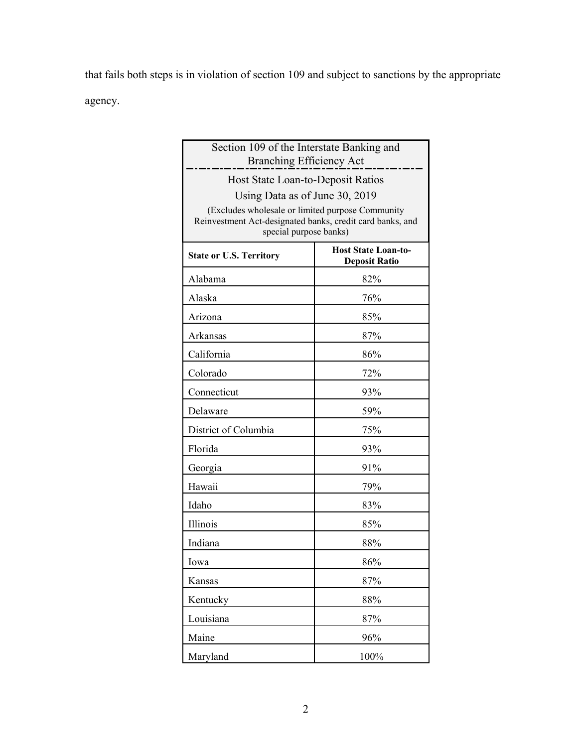that fails both steps is in violation of section 109 and subject to sanctions by the appropriate agency.

| Section 109 of the Interstate Banking and Branching Efficiency Act<br>Host State Loan-to-Deposit Ratios<br>Using Data as of June 30, 2019<br>(Excludes wholesale or limited purpose Community Reinvestment Act-designated banks, credit card banks, and special purpose banks) | |
|---|---|
| **State or U.S. Territory** | **Host State Loan-to-Deposit Ratio** |
| Alabama | 82% |
| Alaska | 76% |
| Arizona | 85% |
| Arkansas | 87% |
| California | 86% |
| Colorado | 72% |
| Connecticut | 93% |
| Delaware | 59% |
| District of Columbia | 75% |
| Florida | 93% |
| Georgia | 91% |
| Hawaii | 79% |
| Idaho | 83% |
| Illinois | 85% |
| Indiana | 88% |
| Iowa | 86% |
| Kansas | 87% |
| Kentucky | 88% |
| Louisiana | 87% |
| Maine | 96% |
| Maryland | 100% |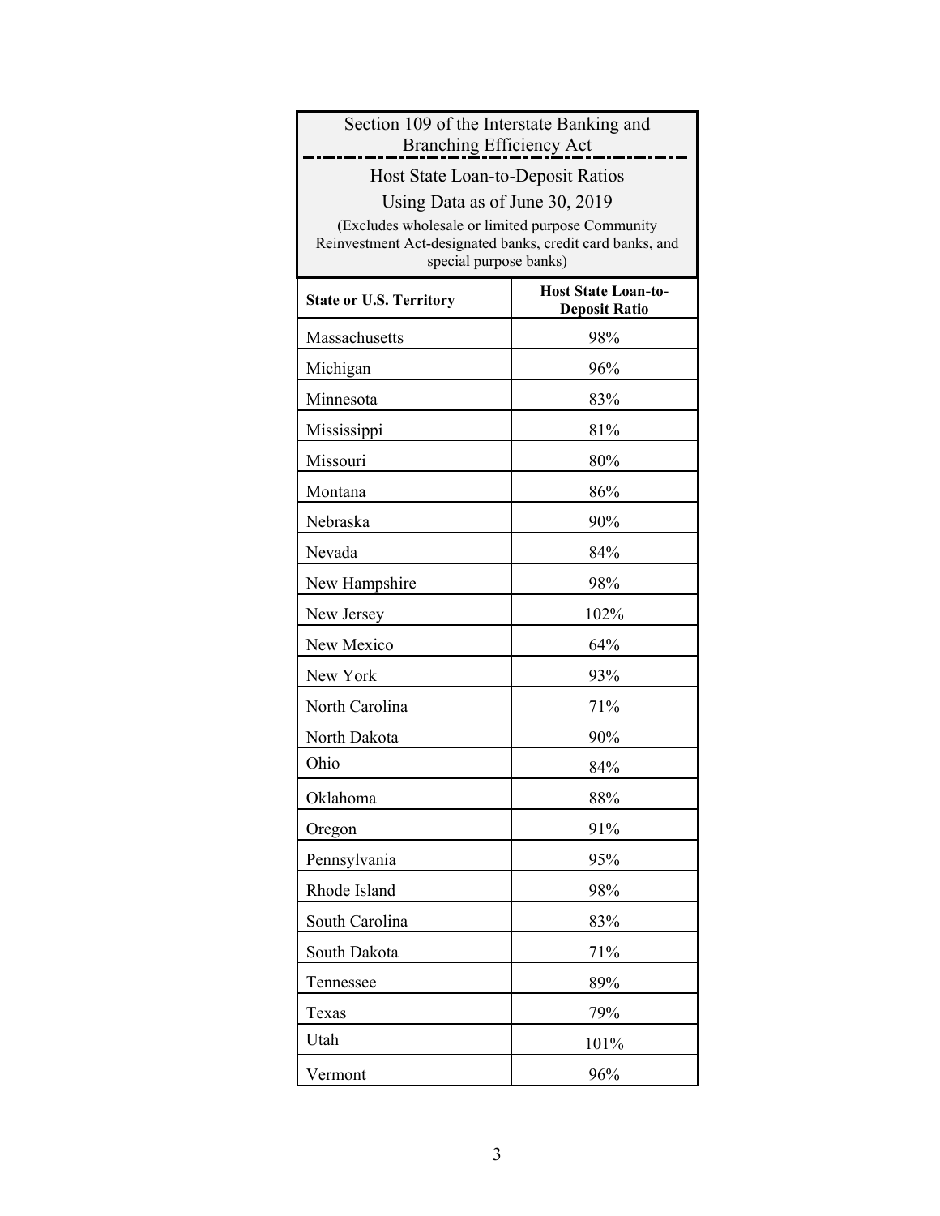| Section 109 of the Interstate Banking and Branching Efficiency Act<br>Host State Loan-to-Deposit Ratios<br>Using Data as of June 30, 2019<br>(Excludes wholesale or limited purpose Community Reinvestment Act-designated banks, credit card banks, and special purpose banks) | |
|---|---|
| **State or U.S. Territory** | **Host State Loan-to-Deposit Ratio** |
| Massachusetts | 98% |
| Michigan | 96% |
| Minnesota | 83% |
| Mississippi | 81% |
| Missouri | 80% |
| Montana | 86% |
| Nebraska | 90% |
| Nevada | 84% |
| New Hampshire | 98% |
| New Jersey | 102% |
| New Mexico | 64% |
| New York | 93% |
| North Carolina | 71% |
| North Dakota | 90% |
| Ohio | 84% |
| Oklahoma | 88% |
| Oregon | 91% |
| Pennsylvania | 95% |
| Rhode Island | 98% |
| South Carolina | 83% |
| South Dakota | 71% |
| Tennessee | 89% |
| Texas | 79% |
| Utah | 101% |
| Vermont | 96% |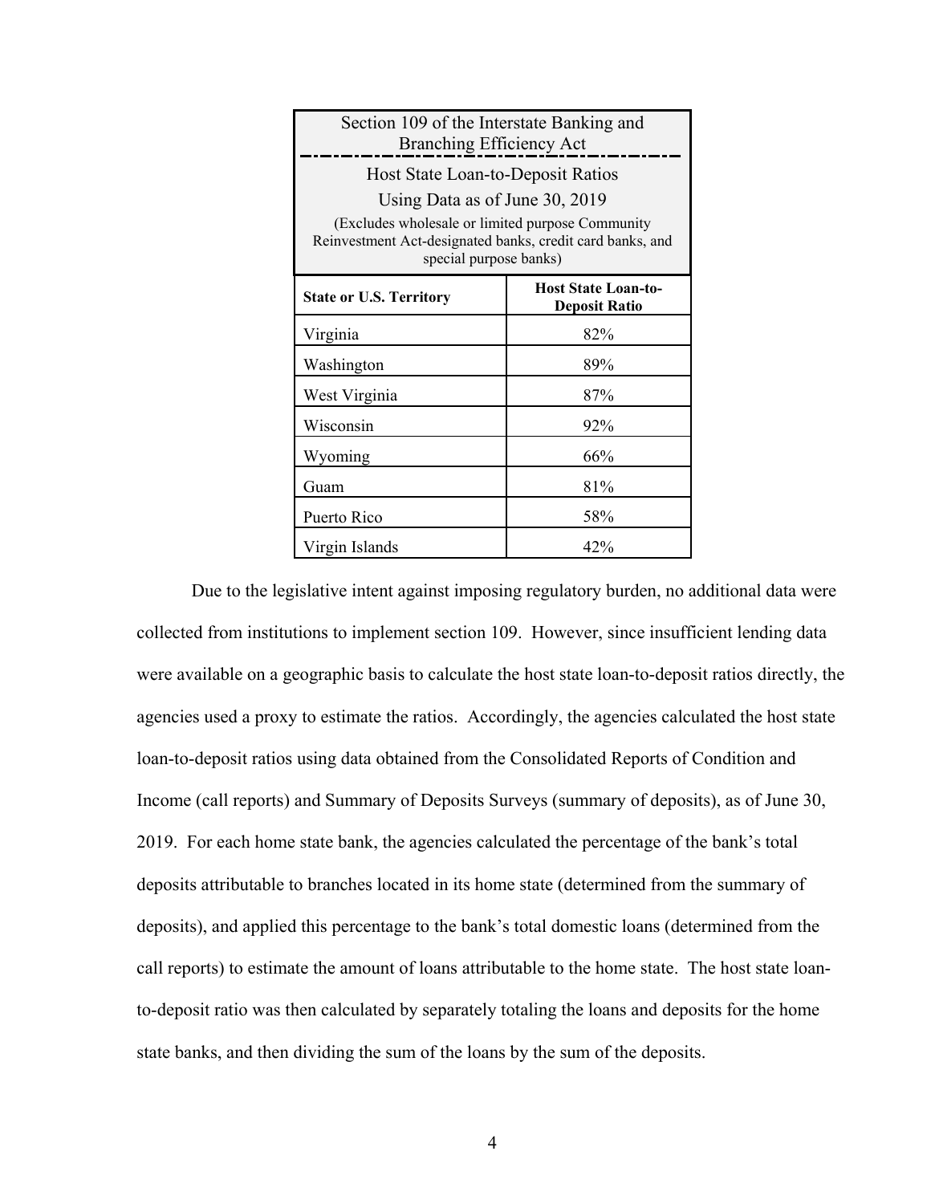| Section 109 of the Interstate Banking and Branching Efficiency Act<br>Host State Loan-to-Deposit Ratios<br>Using Data as of June 30, 2019<br>(Excludes wholesale or limited purpose Community Reinvestment Act-designated banks, credit card banks, and special purpose banks) | |
|---|---|
| **State or U.S. Territory** | **Host State Loan-to-Deposit Ratio** |
| Virginia | 82% |
| Washington | 89% |
| West Virginia | 87% |
| Wisconsin | 92% |
| Wyoming | 66% |
| Guam | 81% |
| Puerto Rico | 58% |
| Virgin Islands | 42% |

Due to the legislative intent against imposing regulatory burden, no additional data were collected from institutions to implement section 109. However, since insufficient lending data were available on a geographic basis to calculate the host state loan-to-deposit ratios directly, the agencies used a proxy to estimate the ratios. Accordingly, the agencies calculated the host state loan-to-deposit ratios using data obtained from the Consolidated Reports of Condition and Income (call reports) and Summary of Deposits Surveys (summary of deposits), as of June 30, 2019. For each home state bank, the agencies calculated the percentage of the bank's total deposits attributable to branches located in its home state (determined from the summary of deposits), and applied this percentage to the bank's total domestic loans (determined from the call reports) to estimate the amount of loans attributable to the home state. The host state loan-to-deposit ratio was then calculated by separately totaling the loans and deposits for the home state banks, and then dividing the sum of the loans by the sum of the deposits.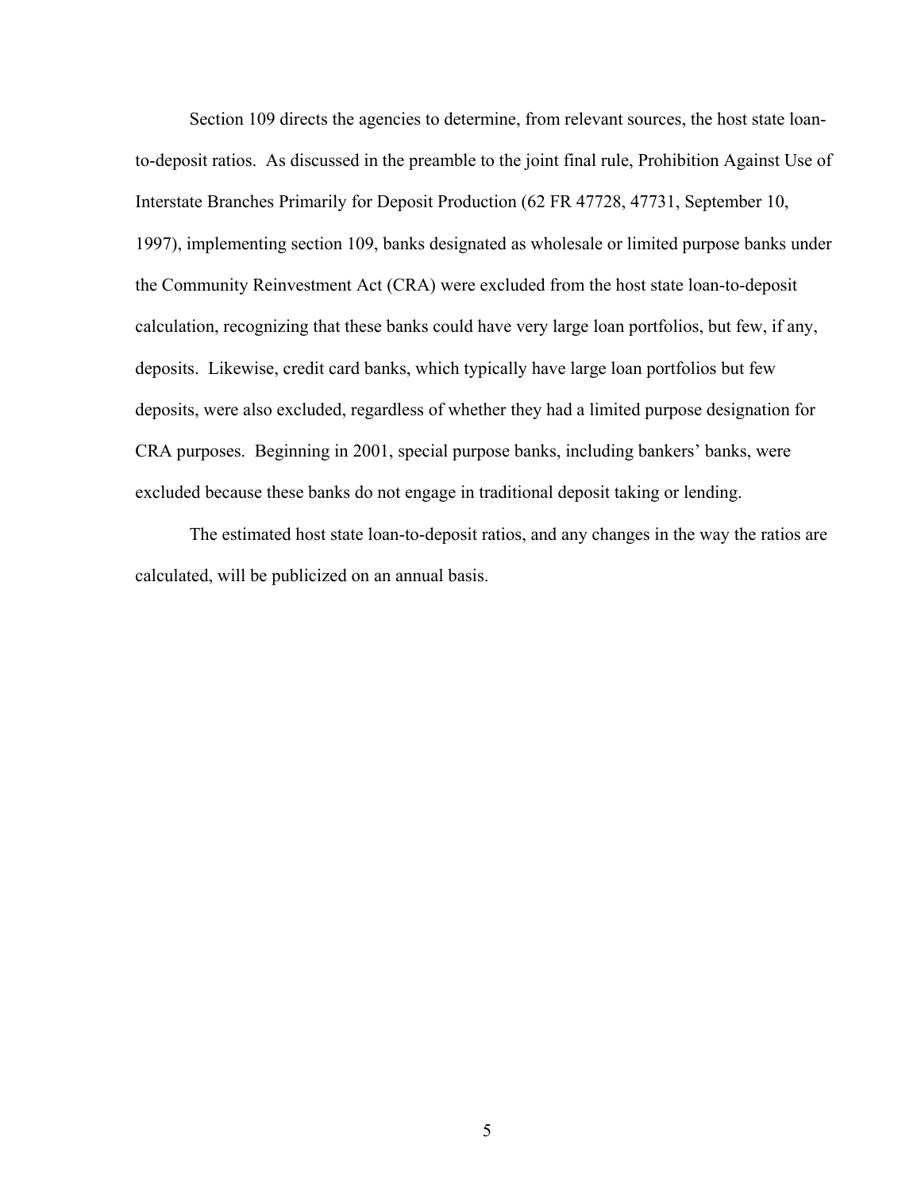Section 109 directs the agencies to determine, from relevant sources, the host state loan-to-deposit ratios. As discussed in the preamble to the joint final rule, Prohibition Against Use of Interstate Branches Primarily for Deposit Production (62 FR 47728, 47731, September 10, 1997), implementing section 109, banks designated as wholesale or limited purpose banks under the Community Reinvestment Act (CRA) were excluded from the host state loan-to-deposit calculation, recognizing that these banks could have very large loan portfolios, but few, if any, deposits. Likewise, credit card banks, which typically have large loan portfolios but few deposits, were also excluded, regardless of whether they had a limited purpose designation for CRA purposes. Beginning in 2001, special purpose banks, including bankers' banks, were excluded because these banks do not engage in traditional deposit taking or lending.

The estimated host state loan-to-deposit ratios, and any changes in the way the ratios are calculated, will be publicized on an annual basis.